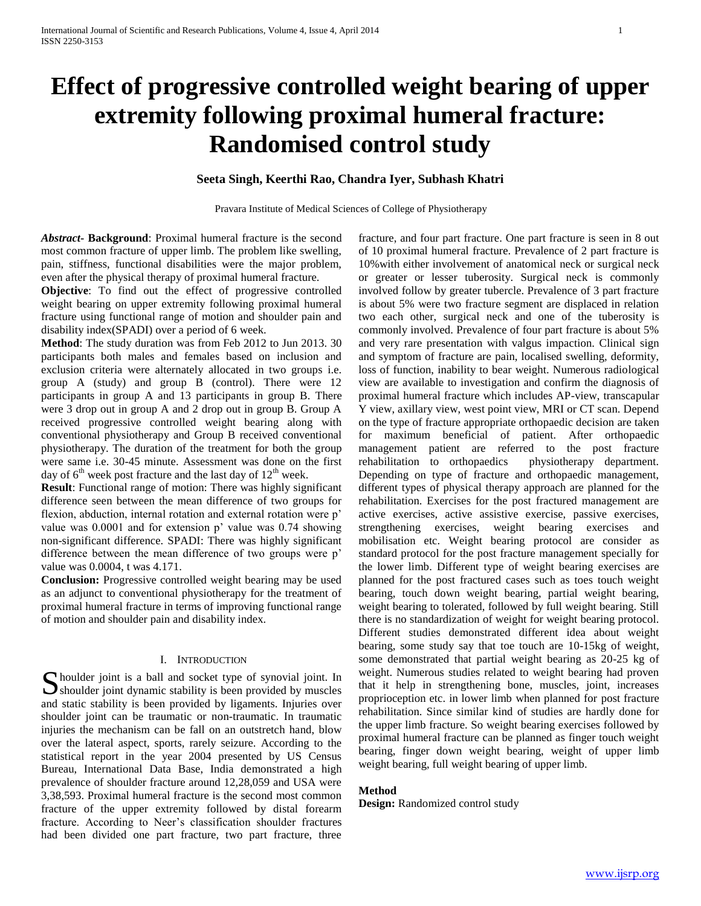# Effect of progressive controlled weight bearing of upper extremity following proximal humeral fracture: Randomised control study

**Seeta Singh, Keerthi Rao, Chandra Iyer, Subhash Khatri**

Pravara Institute of Medical Sciences of College of Physiotherapy

***Abstract*- Background**: Proximal humeral fracture is the second most common fracture of upper limb. The problem like swelling, pain, stiffness, functional disabilities were the major problem, even after the physical therapy of proximal humeral fracture.

**Objective**: To find out the effect of progressive controlled weight bearing on upper extremity following proximal humeral fracture using functional range of motion and shoulder pain and disability index(SPADI) over a period of 6 week.

**Method**: The study duration was from Feb 2012 to Jun 2013. 30 participants both males and females based on inclusion and exclusion criteria were alternately allocated in two groups i.e. group A (study) and group B (control). There were 12 participants in group A and 13 participants in group B. There were 3 drop out in group A and 2 drop out in group B. Group A received progressive controlled weight bearing along with conventional physiotherapy and Group B received conventional physiotherapy. The duration of the treatment for both the group were same i.e. 30-45 minute. Assessment was done on the first day of 6$^{th}$ week post fracture and the last day of 12$^{th}$ week.

**Result**: Functional range of motion: There was highly significant difference seen between the mean difference of two groups for flexion, abduction, internal rotation and external rotation were p' value was 0.0001 and for extension p' value was 0.74 showing non-significant difference. SPADI: There was highly significant difference between the mean difference of two groups were p' value was 0.0004, t was 4.171.

**Conclusion:** Progressive controlled weight bearing may be used as an adjunct to conventional physiotherapy for the treatment of proximal humeral fracture in terms of improving functional range of motion and shoulder pain and disability index.

## I. Introduction

Shoulder joint is a ball and socket type of synovial joint. In shoulder joint dynamic stability is been provided by muscles and static stability is been provided by ligaments. Injuries over shoulder joint can be traumatic or non-traumatic. In traumatic injuries the mechanism can be fall on an outstretch hand, blow over the lateral aspect, sports, rarely seizure. According to the statistical report in the year 2004 presented by US Census Bureau, International Data Base, India demonstrated a high prevalence of shoulder fracture around 12,28,059 and USA were 3,38,593. Proximal humeral fracture is the second most common fracture of the upper extremity followed by distal forearm fracture. According to Neer's classification shoulder fractures had been divided one part fracture, two part fracture, three fracture, and four part fracture. One part fracture is seen in 8 out of 10 proximal humeral fracture. Prevalence of 2 part fracture is 10%with either involvement of anatomical neck or surgical neck or greater or lesser tuberosity. Surgical neck is commonly involved follow by greater tubercle. Prevalence of 3 part fracture is about 5% were two fracture segment are displaced in relation two each other, surgical neck and one of the tuberosity is commonly involved. Prevalence of four part fracture is about 5% and very rare presentation with valgus impaction. Clinical sign and symptom of fracture are pain, localised swelling, deformity, loss of function, inability to bear weight. Numerous radiological view are available to investigation and confirm the diagnosis of proximal humeral fracture which includes AP-view, transcapular Y view, axillary view, west point view, MRI or CT scan. Depend on the type of fracture appropriate orthopaedic decision are taken for maximum beneficial of patient. After orthopaedic management patient are referred to the post fracture rehabilitation to orthopaedics physiotherapy department. Depending on type of fracture and orthopaedic management, different types of physical therapy approach are planned for the rehabilitation. Exercises for the post fractured management are active exercises, active assistive exercise, passive exercises, strengthening exercises, weight bearing exercises and mobilisation etc. Weight bearing protocol are consider as standard protocol for the post fracture management specially for the lower limb. Different type of weight bearing exercises are planned for the post fractured cases such as toes touch weight bearing, touch down weight bearing, partial weight bearing, weight bearing to tolerated, followed by full weight bearing. Still there is no standardization of weight for weight bearing protocol. Different studies demonstrated different idea about weight bearing, some study say that toe touch are 10-15kg of weight, some demonstrated that partial weight bearing as 20-25 kg of weight. Numerous studies related to weight bearing had proven that it help in strengthening bone, muscles, joint, increases proprioception etc. in lower limb when planned for post fracture rehabilitation. Since similar kind of studies are hardly done for the upper limb fracture. So weight bearing exercises followed by proximal humeral fracture can be planned as finger touch weight bearing, finger down weight bearing, weight of upper limb weight bearing, full weight bearing of upper limb.

**Method**

**Design:** Randomized control study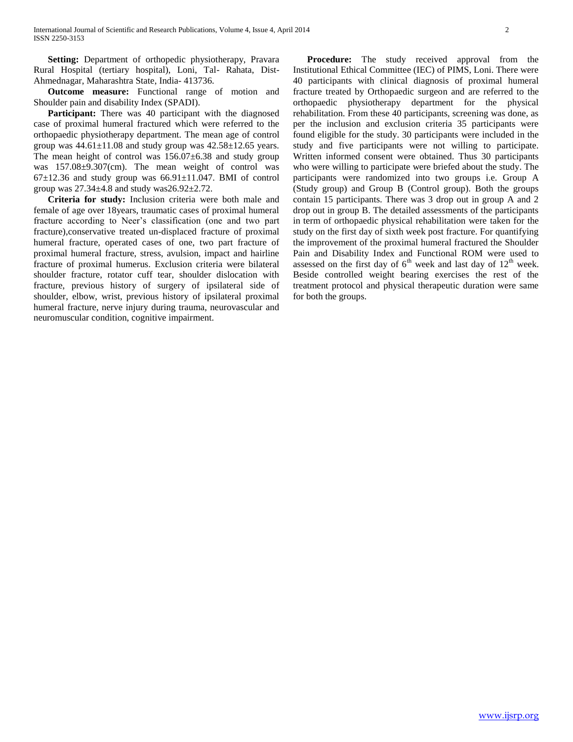**Setting:** Department of orthopedic physiotherapy, Pravara Rural Hospital (tertiary hospital), Loni, Tal- Rahata, Dist- Ahmednagar, Maharashtra State, India- 413736.

**Outcome measure:** Functional range of motion and Shoulder pain and disability Index (SPADI).

**Participant:** There was 40 participant with the diagnosed case of proximal humeral fractured which were referred to the orthopaedic physiotherapy department. The mean age of control group was 44.61±11.08 and study group was 42.58±12.65 years. The mean height of control was 156.07±6.38 and study group was 157.08±9.307(cm). The mean weight of control was 67±12.36 and study group was 66.91±11.047. BMI of control group was 27.34±4.8 and study was26.92±2.72.

**Criteria for study:** Inclusion criteria were both male and female of age over 18years, traumatic cases of proximal humeral fracture according to Neer's classification (one and two part fracture),conservative treated un-displaced fracture of proximal humeral fracture, operated cases of one, two part fracture of proximal humeral fracture, stress, avulsion, impact and hairline fracture of proximal humerus. Exclusion criteria were bilateral shoulder fracture, rotator cuff tear, shoulder dislocation with fracture, previous history of surgery of ipsilateral side of shoulder, elbow, wrist, previous history of ipsilateral proximal humeral fracture, nerve injury during trauma, neurovascular and neuromuscular condition, cognitive impairment.

**Procedure:** The study received approval from the Institutional Ethical Committee (IEC) of PIMS, Loni. There were 40 participants with clinical diagnosis of proximal humeral fracture treated by Orthopaedic surgeon and are referred to the orthopaedic physiotherapy department for the physical rehabilitation. From these 40 participants, screening was done, as per the inclusion and exclusion criteria 35 participants were found eligible for the study. 30 participants were included in the study and five participants were not willing to participate. Written informed consent were obtained. Thus 30 participants who were willing to participate were briefed about the study. The participants were randomized into two groups i.e. Group A (Study group) and Group B (Control group). Both the groups contain 15 participants. There was 3 drop out in group A and 2 drop out in group B. The detailed assessments of the participants in term of orthopaedic physical rehabilitation were taken for the study on the first day of sixth week post fracture. For quantifying the improvement of the proximal humeral fractured the Shoulder Pain and Disability Index and Functional ROM were used to assessed on the first day of $6^{th}$ week and last day of $12^{th}$ week. Beside controlled weight bearing exercises the rest of the treatment protocol and physical therapeutic duration were same for both the groups.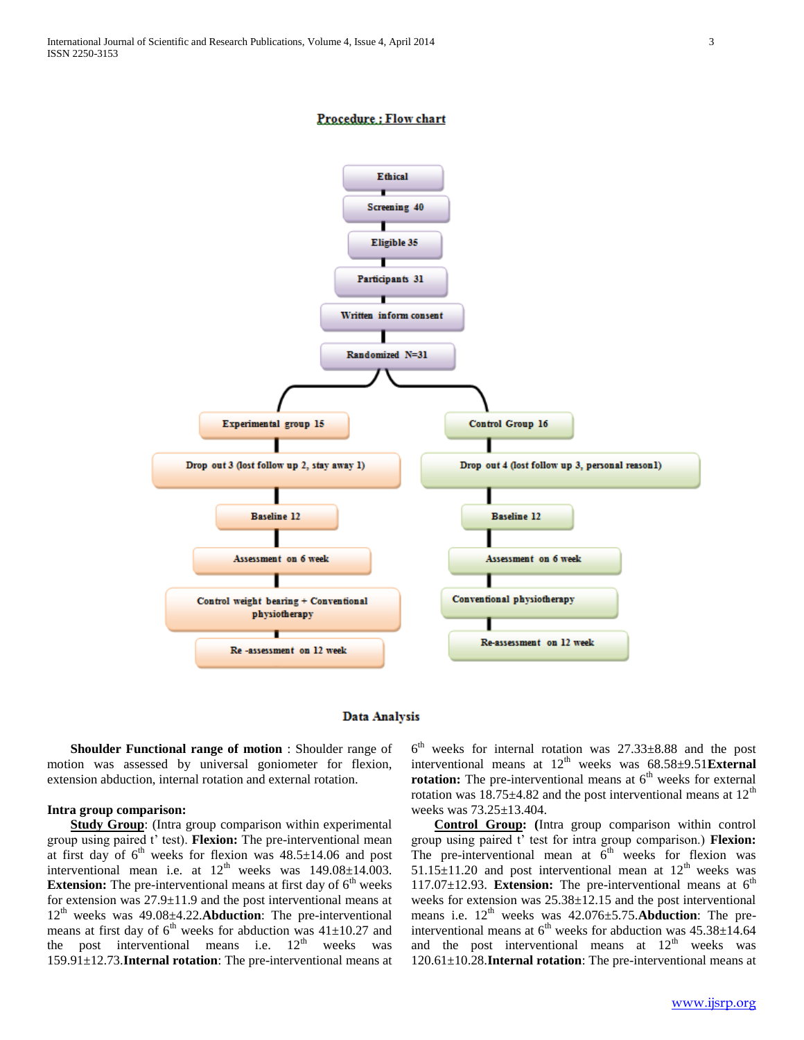**Procedure : Flow chart**

Ethical

Screening 40

Eligible 35

Participants 31

Written inform consent

Randomized N=31

| Experimental group 15 | Control Group 16 |
| --- | --- |
| Drop out 3 (lost follow up 2, stay away 1) | Drop out 4 (lost follow up 3, personal reason1) |
| Baseline 12 | Baseline 12 |
| Assessment on 6 week | Assessment on 6 week |
| Control weight bearing + Conventional physiotherapy | Conventional physiotherapy |
| Re -assessment on 12 week | Re-assessment on 12 week |

## Data Analysis

**Shoulder Functional range of motion** : Shoulder range of motion was assessed by universal goniometer for flexion, extension abduction, internal rotation and external rotation.

**Intra group comparison:**

**Study Group**: (Intra group comparison within experimental group using paired t' test). **Flexion:** The pre-interventional mean at first day of 6$^{th}$ weeks for flexion was 48.5±14.06 and post interventional mean i.e. at 12$^{th}$ weeks was 149.08±14.003. **Extension:** The pre-interventional means at first day of 6$^{th}$ weeks for extension was 27.9±11.9 and the post interventional means at 12$^{th}$ weeks was 49.08±4.22.**Abduction**: The pre-interventional means at first day of 6$^{th}$ weeks for abduction was 41±10.27 and the post interventional means i.e. 12$^{th}$ weeks was 159.91±12.73.**Internal rotation**: The pre-interventional means at 6$^{th}$ weeks for internal rotation was 27.33±8.88 and the post interventional means at 12$^{th}$ weeks was 68.58±9.51**External rotation:** The pre-interventional means at 6$^{th}$ weeks for external rotation was 18.75±4.82 and the post interventional means at 12$^{th}$ weeks was 73.25±13.404.

**Control Group: (**Intra group comparison within control group using paired t' test for intra group comparison.) **Flexion:** The pre-interventional mean at 6$^{th}$ weeks for flexion was 51.15±11.20 and post interventional mean at 12$^{th}$ weeks was 117.07±12.93. **Extension:** The pre-interventional means at 6$^{th}$ weeks for extension was 25.38±12.15 and the post interventional means i.e. 12$^{th}$ weeks was 42.076±5.75.**Abduction**: The pre-interventional means at 6$^{th}$ weeks for abduction was 45.38±14.64 and the post interventional means at 12$^{th}$ weeks was 120.61±10.28.**Internal rotation**: The pre-interventional means at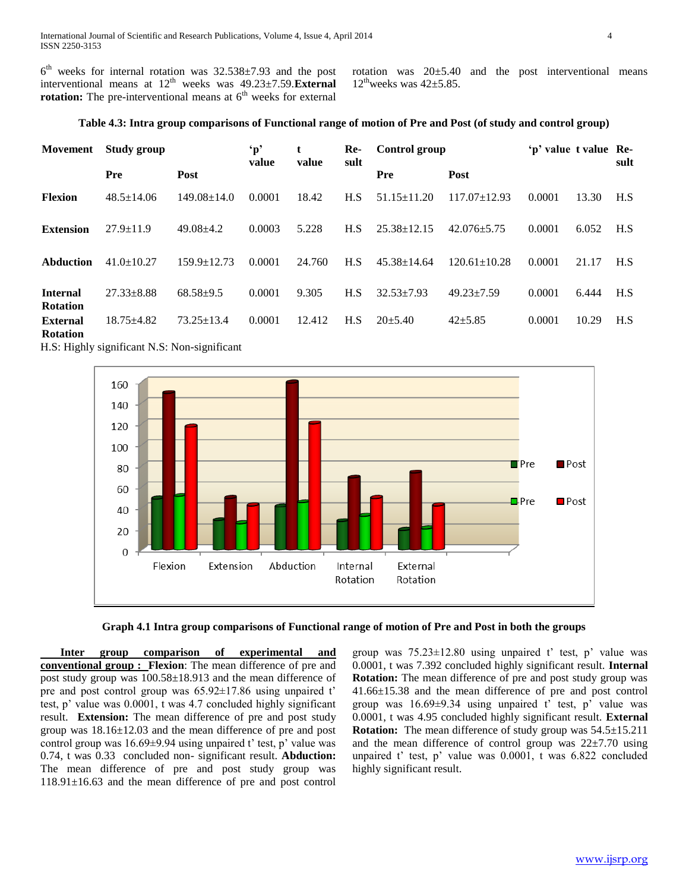6th weeks for internal rotation was 32.538±7.93 and the post interventional means at 12th weeks was 49.23±7.59. **External rotation:** The pre-interventional means at 6th weeks for external rotation was 20±5.40 and the post interventional means 12th weeks was 42±5.85.

**Table 4.3: Intra group comparisons of Functional range of motion of Pre and Post (of study and control group)**

| Movement | Study group | | 'p' value | t value | Result | Control group | | 'p' value | t value | Result |
|---|---|---|---|---|---|---|---|---|---|---|
| | Pre | Post | | | | Pre | Post | | | |
| **Flexion** | 48.5±14.06 | 149.08±14.0 | 0.0001 | 18.42 | H.S | 51.15±11.20 | 117.07±12.93 | 0.0001 | 13.30 | H.S |
| **Extension** | 27.9±11.9 | 49.08±4.2 | 0.0003 | 5.228 | H.S | 25.38±12.15 | 42.076±5.75 | 0.0001 | 6.052 | H.S |
| **Abduction** | 41.0±10.27 | 159.9±12.73 | 0.0001 | 24.760 | H.S | 45.38±14.64 | 120.61±10.28 | 0.0001 | 21.17 | H.S |
| **Internal Rotation** | 27.33±8.88 | 68.58±9.5 | 0.0001 | 9.305 | H.S | 32.53±7.93 | 49.23±7.59 | 0.0001 | 6.444 | H.S |
| **External Rotation** | 18.75±4.82 | 73.25±13.4 | 0.0001 | 12.412 | H.S | 20±5.40 | 42±5.85 | 0.0001 | 10.29 | H.S |

H.S: Highly significant N.S: Non-significant

**Graph 4.1 Intra group comparisons of Functional range of motion of Pre and Post in both the groups**

**Inter group comparison of experimental and conventional group :** **Flexion**: The mean difference of pre and post study group was 100.58±18.913 and the mean difference of pre and post control group was 65.92±17.86 using unpaired t' test, p' value was 0.0001, t was 4.7 concluded highly significant result. **Extension:** The mean difference of pre and post study group was 18.16±12.03 and the mean difference of pre and post control group was 16.69±9.94 using unpaired t' test, p' value was 0.74, t was 0.33 concluded non- significant result. **Abduction:** The mean difference of pre and post study group was 118.91±16.63 and the mean difference of pre and post control group was 75.23±12.80 using unpaired t' test, p' value was 0.0001, t was 7.392 concluded highly significant result. **Internal Rotation:** The mean difference of pre and post study group was 41.66±15.38 and the mean difference of pre and post control group was 16.69±9.34 using unpaired t' test, p' value was 0.0001, t was 4.95 concluded highly significant result. **External Rotation:** The mean difference of study group was 54.5±15.211 and the mean difference of control group was 22±7.70 using unpaired t' test, p' value was 0.0001, t was 6.822 concluded highly significant result.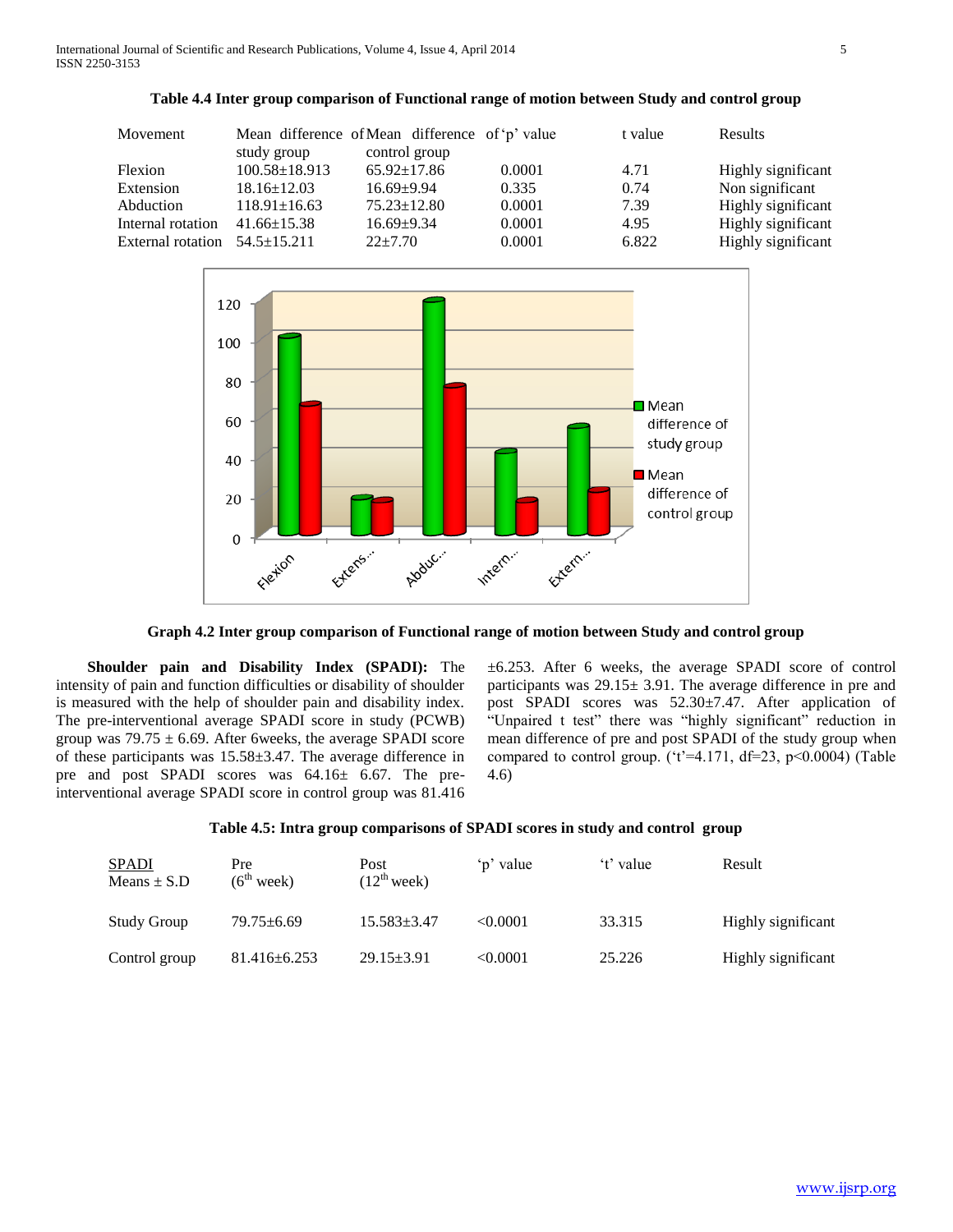**Table 4.4 Inter group comparison of Functional range of motion between Study and control group**

| Movement | Mean difference of study group | Mean difference of control group | 'p' value | t value | Results |
|---|---|---|---|---|---|
| Flexion | 100.58±18.913 | 65.92±17.86 | 0.0001 | 4.71 | Highly significant |
| Extension | 18.16±12.03 | 16.69±9.94 | 0.335 | 0.74 | Non significant |
| Abduction | 118.91±16.63 | 75.23±12.80 | 0.0001 | 7.39 | Highly significant |
| Internal rotation | 41.66±15.38 | 16.69±9.34 | 0.0001 | 4.95 | Highly significant |
| External rotation | 54.5±15.211 | 22±7.70 | 0.0001 | 6.822 | Highly significant |

**Graph 4.2 Inter group comparison of Functional range of motion between Study and control group**

**Shoulder pain and Disability Index (SPADI):** The intensity of pain and function difficulties or disability of shoulder is measured with the help of shoulder pain and disability index. The pre-interventional average SPADI score in study (PCWB) group was 79.75 ± 6.69. After 6weeks, the average SPADI score of these participants was 15.58±3.47. The average difference in pre and post SPADI scores was 64.16± 6.67. The pre-interventional average SPADI score in control group was 81.416 ±6.253. After 6 weeks, the average SPADI score of control participants was 29.15± 3.91. The average difference in pre and post SPADI scores was 52.30±7.47. After application of "Unpaired t test" there was "highly significant" reduction in mean difference of pre and post SPADI of the study group when compared to control group. ('t'=4.171, df=23, p<0.0004) (Table 4.6)

**Table 4.5: Intra group comparisons of SPADI scores in study and control group**

| SPADI Means ± S.D | Pre (6[th] week) | Post (12[th] week) | 'p' value | 't' value | Result |
|---|---|---|---|---|---|
| Study Group | 79.75±6.69 | 15.583±3.47 | <0.0001 | 33.315 | Highly significant |
| Control group | 81.416±6.253 | 29.15±3.91 | <0.0001 | 25.226 | Highly significant |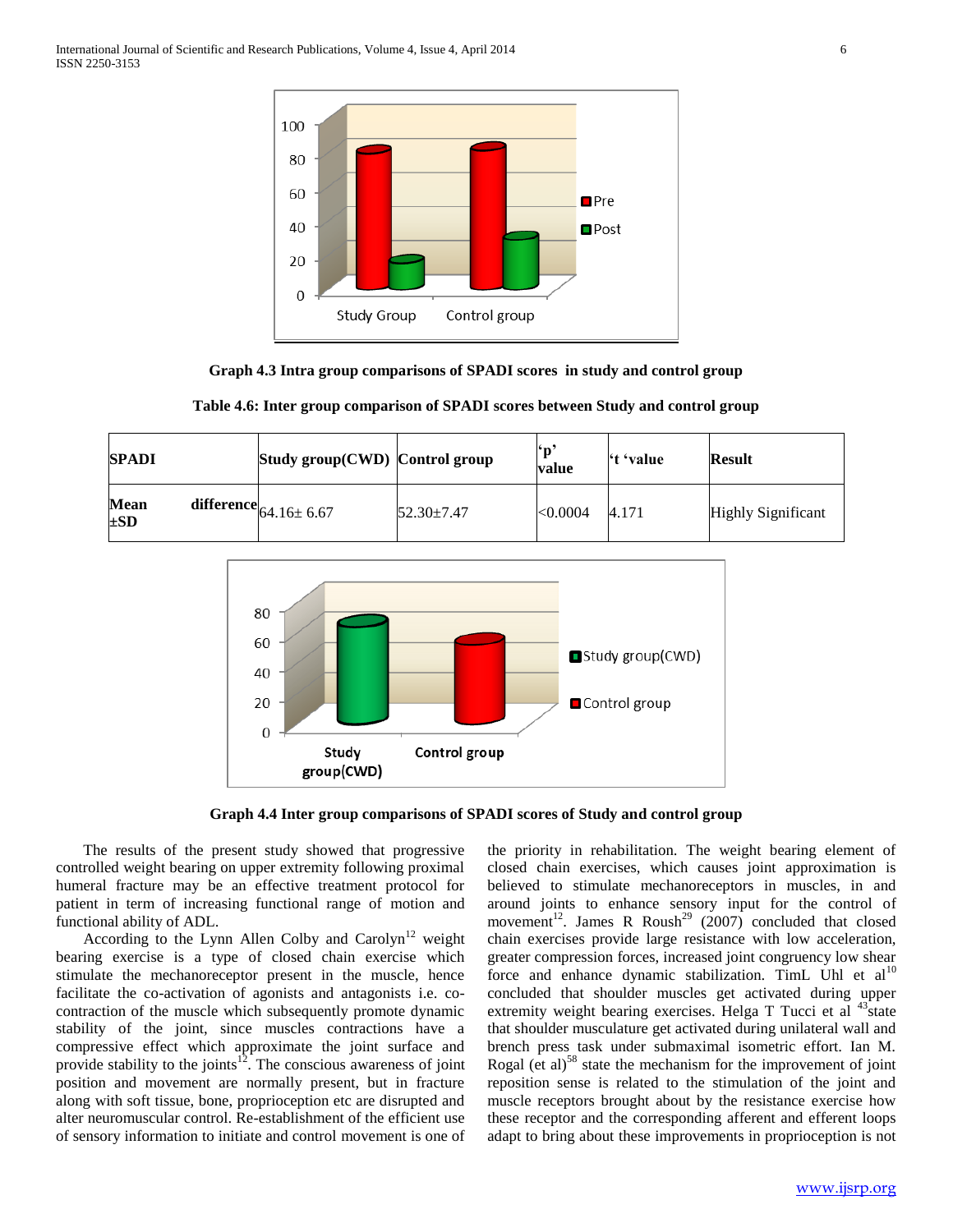**Graph 4.3 Intra group comparisons of SPADI scores in study and control group**

**Table 4.6: Inter group comparison of SPADI scores between Study and control group**

| SPADI | Study group(CWD) | Control group | 'p' value | 't 'value | Result |
|---|---|---|---|---|---|
| Mean difference ±SD | 64.16± 6.67 | 52.30±7.47 | <0.0004 | 4.171 | Highly Significant |

**Graph 4.4 Inter group comparisons of SPADI scores of Study and control group**

The results of the present study showed that progressive controlled weight bearing on upper extremity following proximal humeral fracture may be an effective treatment protocol for patient in term of increasing functional range of motion and functional ability of ADL.

According to the Lynn Allen Colby and Carolyn[12] weight bearing exercise is a type of closed chain exercise which stimulate the mechanoreceptor present in the muscle, hence facilitate the co-activation of agonists and antagonists i.e. co-contraction of the muscle which subsequently promote dynamic stability of the joint, since muscles contractions have a compressive effect which approximate the joint surface and provide stability to the joints[12]. The conscious awareness of joint position and movement are normally present, but in fracture along with soft tissue, bone, proprioception etc are disrupted and alter neuromuscular control. Re-establishment of the efficient use of sensory information to initiate and control movement is one of the priority in rehabilitation. The weight bearing element of closed chain exercises, which causes joint approximation is believed to stimulate mechanoreceptors in muscles, in and around joints to enhance sensory input for the control of movement[12]. James R Roush[29] (2007) concluded that closed chain exercises provide large resistance with low acceleration, greater compression forces, increased joint congruency low shear force and enhance dynamic stabilization. TimL Uhl et al[10] concluded that shoulder muscles get activated during upper extremity weight bearing exercises. Helga T Tucci et al [43]state that shoulder musculature get activated during unilateral wall and brench press task under submaximal isometric effort. Ian M. Rogal (et al)[58] state the mechanism for the improvement of joint reposition sense is related to the stimulation of the joint and muscle receptors brought about by the resistance exercise how these receptor and the corresponding afferent and efferent loops adapt to bring about these improvements in proprioception is not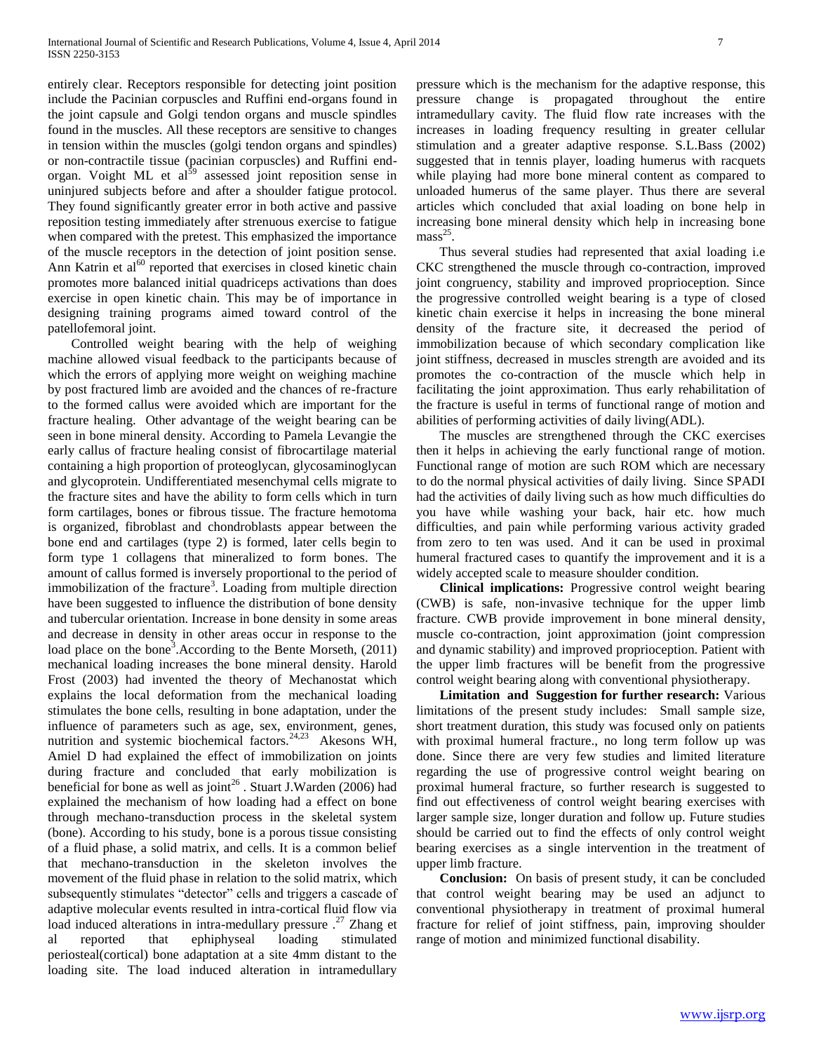entirely clear. Receptors responsible for detecting joint position include the Pacinian corpuscles and Ruffini end-organs found in the joint capsule and Golgi tendon organs and muscle spindles found in the muscles. All these receptors are sensitive to changes in tension within the muscles (golgi tendon organs and spindles) or non-contractile tissue (pacinian corpuscles) and Ruffini end-organ. Voight ML et al[59] assessed joint reposition sense in uninjured subjects before and after a shoulder fatigue protocol. They found significantly greater error in both active and passive reposition testing immediately after strenuous exercise to fatigue when compared with the pretest. This emphasized the importance of the muscle receptors in the detection of joint position sense. Ann Katrin et al[60] reported that exercises in closed kinetic chain promotes more balanced initial quadriceps activations than does exercise in open kinetic chain. This may be of importance in designing training programs aimed toward control of the patellofemoral joint.

Controlled weight bearing with the help of weighing machine allowed visual feedback to the participants because of which the errors of applying more weight on weighing machine by post fractured limb are avoided and the chances of re-fracture to the formed callus were avoided which are important for the fracture healing. Other advantage of the weight bearing can be seen in bone mineral density. According to Pamela Levangie the early callus of fracture healing consist of fibrocartilage material containing a high proportion of proteoglycan, glycosaminoglycan and glycoprotein. Undifferentiated mesenchymal cells migrate to the fracture sites and have the ability to form cells which in turn form cartilages, bones or fibrous tissue. The fracture hemotoma is organized, fibroblast and chondroblasts appear between the bone end and cartilages (type 2) is formed, later cells begin to form type 1 collagens that mineralized to form bones. The amount of callus formed is inversely proportional to the period of immobilization of the fracture[3]. Loading from multiple direction have been suggested to influence the distribution of bone density and tubercular orientation. Increase in bone density in some areas and decrease in density in other areas occur in response to the load place on the bone[3].According to the Bente Morseth, (2011) mechanical loading increases the bone mineral density. Harold Frost (2003) had invented the theory of Mechanostat which explains the local deformation from the mechanical loading stimulates the bone cells, resulting in bone adaptation, under the influence of parameters such as age, sex, environment, genes, nutrition and systemic biochemical factors.[24,23] Akesons WH, Amiel D had explained the effect of immobilization on joints during fracture and concluded that early mobilization is beneficial for bone as well as joint[26] . Stuart J.Warden (2006) had explained the mechanism of how loading had a effect on bone through mechano-transduction process in the skeletal system (bone). According to his study, bone is a porous tissue consisting of a fluid phase, a solid matrix, and cells. It is a common belief that mechano-transduction in the skeleton involves the movement of the fluid phase in relation to the solid matrix, which subsequently stimulates "detector" cells and triggers a cascade of adaptive molecular events resulted in intra-cortical fluid flow via load induced alterations in intra-medullary pressure .[27] Zhang et al reported that ephiphyseal loading stimulated periosteal(cortical) bone adaptation at a site 4mm distant to the loading site. The load induced alteration in intramedullary pressure which is the mechanism for the adaptive response, this pressure change is propagated throughout the entire intramedullary cavity. The fluid flow rate increases with the increases in loading frequency resulting in greater cellular stimulation and a greater adaptive response. S.L.Bass (2002) suggested that in tennis player, loading humerus with racquets while playing had more bone mineral content as compared to unloaded humerus of the same player. Thus there are several articles which concluded that axial loading on bone help in increasing bone mineral density which help in increasing bone mass[25].

Thus several studies had represented that axial loading i.e CKC strengthened the muscle through co-contraction, improved joint congruency, stability and improved proprioception. Since the progressive controlled weight bearing is a type of closed kinetic chain exercise it helps in increasing the bone mineral density of the fracture site, it decreased the period of immobilization because of which secondary complication like joint stiffness, decreased in muscles strength are avoided and its promotes the co-contraction of the muscle which help in facilitating the joint approximation. Thus early rehabilitation of the fracture is useful in terms of functional range of motion and abilities of performing activities of daily living(ADL).

The muscles are strengthened through the CKC exercises then it helps in achieving the early functional range of motion. Functional range of motion are such ROM which are necessary to do the normal physical activities of daily living. Since SPADI had the activities of daily living such as how much difficulties do you have while washing your back, hair etc. how much difficulties, and pain while performing various activity graded from zero to ten was used. And it can be used in proximal humeral fractured cases to quantify the improvement and it is a widely accepted scale to measure shoulder condition.

**Clinical implications:** Progressive control weight bearing (CWB) is safe, non-invasive technique for the upper limb fracture. CWB provide improvement in bone mineral density, muscle co-contraction, joint approximation (joint compression and dynamic stability) and improved proprioception. Patient with the upper limb fractures will be benefit from the progressive control weight bearing along with conventional physiotherapy.

**Limitation and Suggestion for further research:** Various limitations of the present study includes: Small sample size, short treatment duration, this study was focused only on patients with proximal humeral fracture., no long term follow up was done. Since there are very few studies and limited literature regarding the use of progressive control weight bearing on proximal humeral fracture, so further research is suggested to find out effectiveness of control weight bearing exercises with larger sample size, longer duration and follow up. Future studies should be carried out to find the effects of only control weight bearing exercises as a single intervention in the treatment of upper limb fracture.

**Conclusion:** On basis of present study, it can be concluded that control weight bearing may be used an adjunct to conventional physiotherapy in treatment of proximal humeral fracture for relief of joint stiffness, pain, improving shoulder range of motion and minimized functional disability.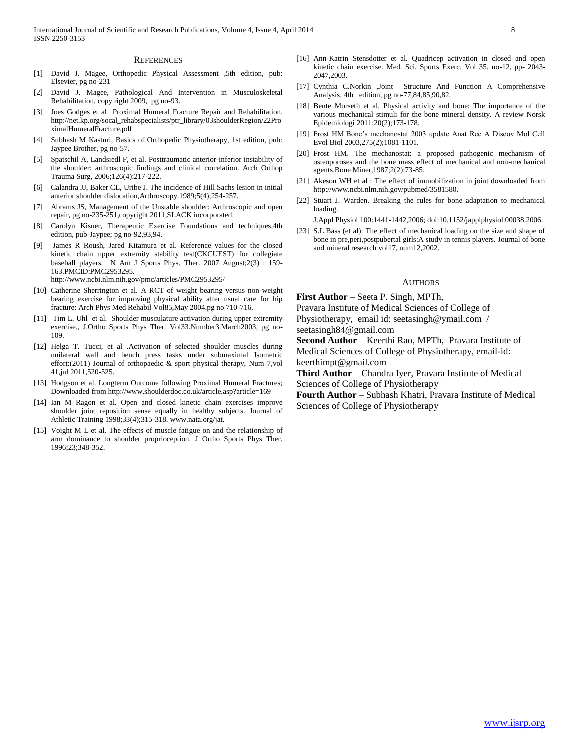## REFERENCES

[1] David J. Magee, Orthopedic Physical Assessment ,5th edition, pub: Elsevier, pg no-231

[2] David J. Magee, Pathological And Intervention in Musculoskeletal Rehabilitation, copy right 2009, pg no-93.

[3] Joes Godges et al Proximal Humeral Fracture Repair and Rehabilitation. http://net.kp.org/socal_rehabspecialists/ptr_library/03shoulderRegion/22ProximalHumeralFracture.pdf

[4] Subhash M Kasturi, Basics of Orthopedic Physiotherapy, 1st edition, pub: Jaypee Brother, pg no-57.

[5] Spatschil A, Landsiedl F, et al. Posttraumatic anterior-inferior instability of the shoulder: arthroscopic findings and clinical correlation. Arch Orthop Trauma Surg, 2006;126(4):217-222.

[6] Calandra JJ, Baker CL, Uribe J. The incidence of Hill Sachs lesion in initial anterior shoulder dislocation,Arthroscopy.1989;5(4);254-257.

[7] Abrams JS, Management of the Unstable shoulder: Arthroscopic and open repair, pg no-235-251,copyright 2011,SLACK incorporated.

[8] Carolyn Kisner, Therapeutic Exercise Foundations and techniques,4th edition, pub-Jaypee; pg no-92,93,94.

[9] James R Roush, Jared Kitamura et al. Reference values for the closed kinetic chain upper extremity stability test(CKCUEST) for collegiate baseball players. N Am J Sports Phys. Ther. 2007 August;2(3) : 159-163.PMCID:PMC2953295. http://www.ncbi.nlm.nih.gov/pmc/articles/PMC2953295/

[10] Catherine Sherrington et al. A RCT of weight bearing versus non-weight bearing exercise for improving physical ability after usual care for hip fracture: Arch Phys Med Rehabil Vol85,May 2004.pg no 710-716.

[11] Tim L. Uhl et al. Shoulder musculature activation during upper extremity exercise., J.Ortho Sports Phys Ther. Vol33.Number3.March2003, pg no-109.

[12] Helga T. Tucci, et al .Activation of selected shoulder muscles during unilateral wall and bench press tasks under submaximal Isometric effort:(2011) Journal of orthopaedic & sport physical therapy, Num 7,vol 41,jul 2011,520-525.

[13] Hodgson et al. Longterm Outcome following Proximal Humeral Fractures; Downloaded from http://www.shoulderdoc.co.uk/article.asp?article=169

[14] Ian M Ragon et al. Open and closed kinetic chain exercises improve shoulder joint reposition sense equally in healthy subjects. Journal of Athletic Training 1998;33(4);315-318. www.nata.org/jat.

[15] Voight M L et al. The effects of muscle fatigue on and the relationship of arm dominance to shoulder proprioception. J Ortho Sports Phys Ther. 1996;23;348-352.

[16] Ann-Katrin Stensdotter et al. Quadricep activation in closed and open kinetic chain exercise. Med. Sci. Sports Exerc. Vol 35, no-12, pp- 2043-2047,2003.

[17] Cynthia C.Norkin ,Joint Structure And Function A Comprehensive Analysis, 4th edition, pg no-77,84,85,90,82.

[18] Bente Morseth et al. Physical activity and bone: The importance of the various mechanical stimuli for the bone mineral density. A review Norsk Epidemiologi 2011;20(2);173-178.

[19] Frost HM.Bone's mechanostat 2003 update Anat Rec A Discov Mol Cell Evol Biol 2003,275(2);1081-1101.

[20] Frost HM. The mechanostat: a proposed pathogenic mechanism of osteoporoses and the bone mass effect of mechanical and non-mechanical agents,Bone Miner,1987;2(2):73-85.

[21] Akeson WH et al : The effect of immobilization in joint downloaded from http://www.ncbi.nlm.nih.gov/pubmed/3581580.

[22] Stuart J. Warden. Breaking the rules for bone adaptation to mechanical loading.
J.Appl Physiol 100:1441-1442,2006; doi:10.1152/japplphysiol.00038.2006.

[23] S.L.Bass (et al): The effect of mechanical loading on the size and shape of bone in pre,peri,postpubertal girls:A study in tennis players. Journal of bone and mineral research vol17, num12,2002.

## AUTHORS

**First Author** – Seeta P. Singh, MPTh, Pravara Institute of Medical Sciences of College of Physiotherapy, email id: seetasingh@ymail.com / seetasingh84@gmail.com

**Second Author** – Keerthi Rao, MPTh, Pravara Institute of Medical Sciences of College of Physiotherapy, email-id: keerthimpt@gmail.com

**Third Author** – Chandra Iyer, Pravara Institute of Medical Sciences of College of Physiotherapy

**Fourth Author** – Subhash Khatri, Pravara Institute of Medical Sciences of College of Physiotherapy